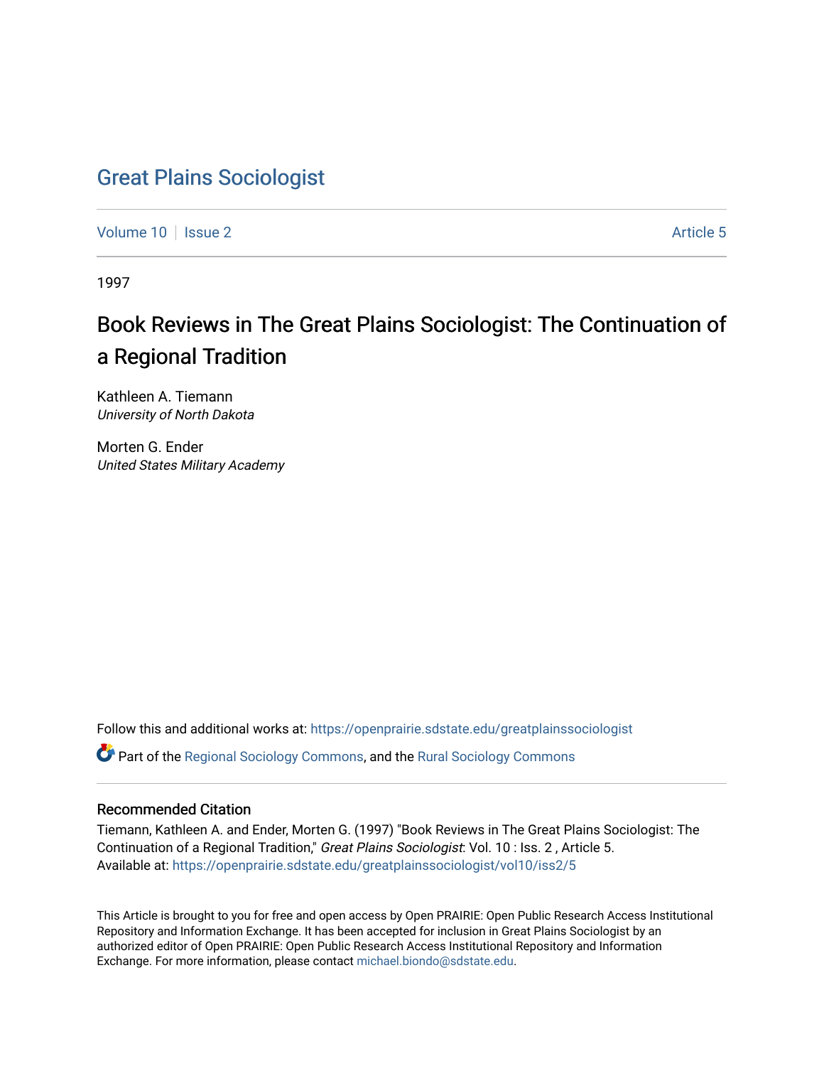# Great Plains Sociologist

Volume 10 | Issue 2 | Article 5

1997

## Book Reviews in The Great Plains Sociologist: The Continuation of a Regional Tradition

Kathleen A. Tiemann
*University of North Dakota*

Morten G. Ender
*United States Military Academy*

Follow this and additional works at: https://openprairie.sdstate.edu/greatplainssociologist

Part of the Regional Sociology Commons, and the Rural Sociology Commons

### Recommended Citation

Tiemann, Kathleen A. and Ender, Morten G. (1997) "Book Reviews in The Great Plains Sociologist: The Continuation of a Regional Tradition," *Great Plains Sociologist*: Vol. 10 : Iss. 2 , Article 5.
Available at: https://openprairie.sdstate.edu/greatplainssociologist/vol10/iss2/5

This Article is brought to you for free and open access by Open PRAIRIE: Open Public Research Access Institutional Repository and Information Exchange. It has been accepted for inclusion in Great Plains Sociologist by an authorized editor of Open PRAIRIE: Open Public Research Access Institutional Repository and Information Exchange. For more information, please contact michael.biondo@sdstate.edu.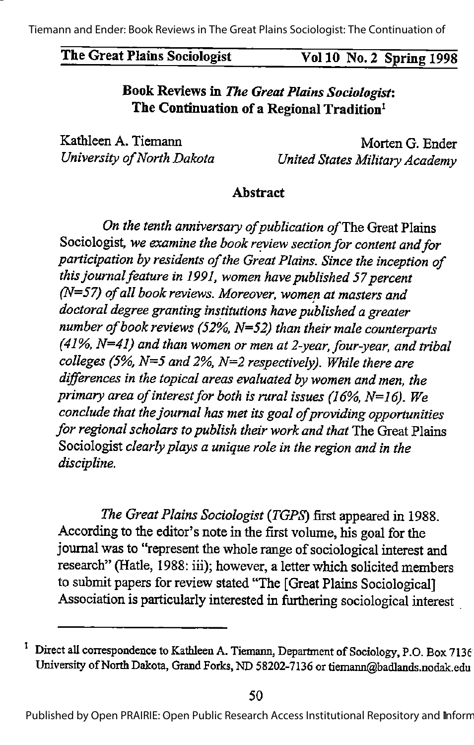# Book Reviews in *The Great Plains Sociologist*: The Continuation of a Regional Tradition[1]

Kathleen A. Tiemann
*University of North Dakota*

Morten G. Ender
*United States Military Academy*

## Abstract

*On the tenth anniversary of publication of* The Great Plains Sociologist, *we examine the book review section for content and for participation by residents of the Great Plains. Since the inception of this journal feature in 1991, women have published 57 percent (N=57) of all book reviews. Moreover, women at masters and doctoral degree granting institutions have published a greater number of book reviews (52%, N=52) than their male counterparts (41%, N=41) and than women or men at 2-year, four-year, and tribal colleges (5%, N=5 and 2%, N=2 respectively). While there are differences in the topical areas evaluated by women and men, the primary area of interest for both is rural issues (16%, N=16). We conclude that the journal has met its goal of providing opportunities for regional scholars to publish their work and that* The Great Plains Sociologist *clearly plays a unique role in the region and in the discipline.*

*The Great Plains Sociologist* (*TGPS*) first appeared in 1988. According to the editor's note in the first volume, his goal for the journal was to "represent the whole range of sociological interest and research" (Hatle, 1988: iii); however, a letter which solicited members to submit papers for review stated "The [Great Plains Sociological] Association is particularly interested in furthering sociological interest

---

[1] Direct all correspondence to Kathleen A. Tiemann, Department of Sociology, P.O. Box 7136 University of North Dakota, Grand Forks, ND 58202-7136 or tiemann@badlands.nodak.edu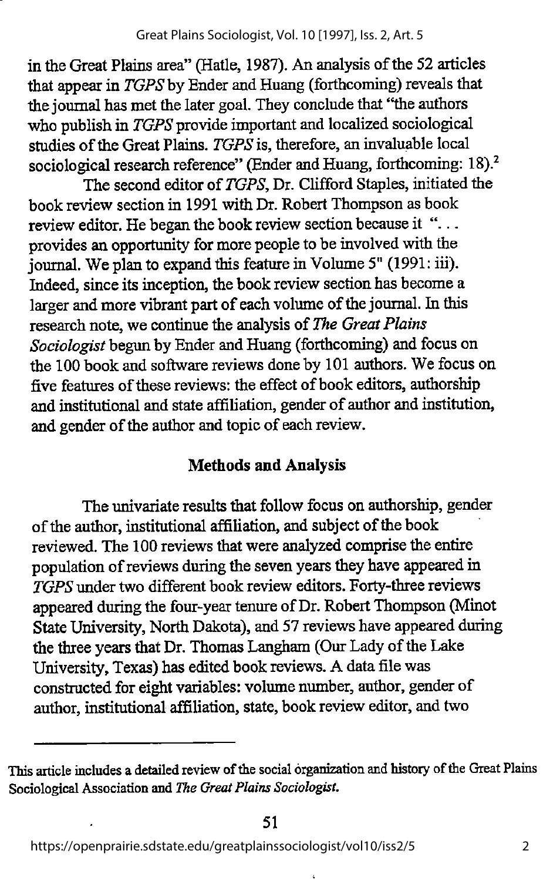in the Great Plains area" (Hatle, 1987). An analysis of the 52 articles that appear in *TGPS* by Ender and Huang (forthcoming) reveals that the journal has met the later goal. They conclude that "the authors who publish in *TGPS* provide important and localized sociological studies of the Great Plains. *TGPS* is, therefore, an invaluable local sociological research reference" (Ender and Huang, forthcoming: 18).[2]

The second editor of *TGPS*, Dr. Clifford Staples, initiated the book review section in 1991 with Dr. Robert Thompson as book review editor. He began the book review section because it ". . . provides an opportunity for more people to be involved with the journal. We plan to expand this feature in Volume 5" (1991: iii). Indeed, since its inception, the book review section has become a larger and more vibrant part of each volume of the journal. In this research note, we continue the analysis of *The Great Plains Sociologist* begun by Ender and Huang (forthcoming) and focus on the 100 book and software reviews done by 101 authors. We focus on five features of these reviews: the effect of book editors, authorship and institutional and state affiliation, gender of author and institution, and gender of the author and topic of each review.

## Methods and Analysis

The univariate results that follow focus on authorship, gender of the author, institutional affiliation, and subject of the book reviewed. The 100 reviews that were analyzed comprise the entire population of reviews during the seven years they have appeared in *TGPS* under two different book review editors. Forty-three reviews appeared during the four-year tenure of Dr. Robert Thompson (Minot State University, North Dakota), and 57 reviews have appeared during the three years that Dr. Thomas Langham (Our Lady of the Lake University, Texas) has edited book reviews. A data file was constructed for eight variables: volume number, author, gender of author, institutional affiliation, state, book review editor, and two

---

This article includes a detailed review of the social organization and history of the Great Plains Sociological Association and *The Great Plains Sociologist.*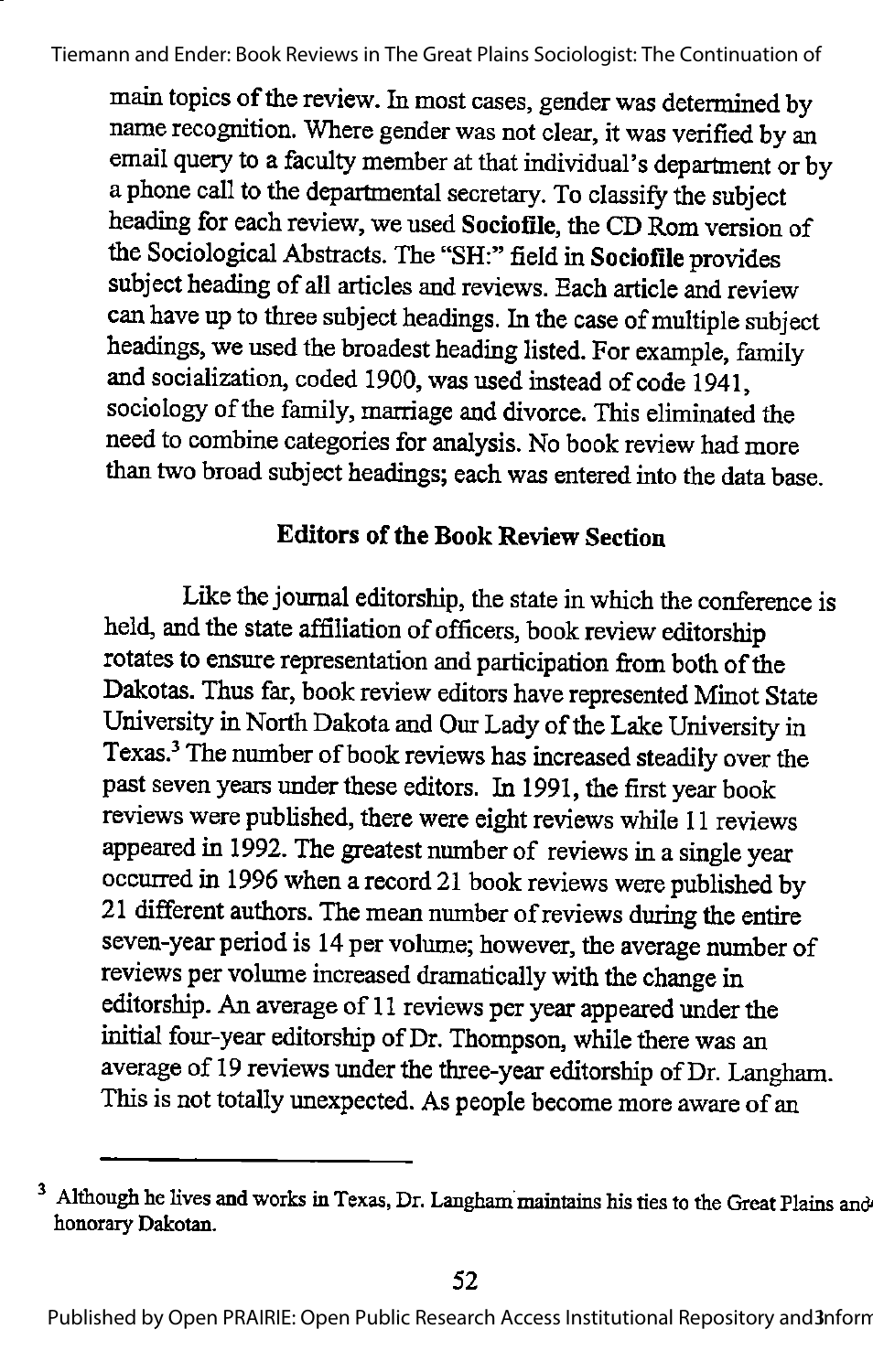main topics of the review. In most cases, gender was determined by name recognition. Where gender was not clear, it was verified by an email query to a faculty member at that individual's department or by a phone call to the departmental secretary. To classify the subject heading for each review, we used **Sociofile**, the CD Rom version of the Sociological Abstracts. The "SH:" field in **Sociofile** provides subject heading of all articles and reviews. Each article and review can have up to three subject headings. In the case of multiple subject headings, we used the broadest heading listed. For example, family and socialization, coded 1900, was used instead of code 1941, sociology of the family, marriage and divorce. This eliminated the need to combine categories for analysis. No book review had more than two broad subject headings; each was entered into the data base.

## Editors of the Book Review Section

Like the journal editorship, the state in which the conference is held, and the state affiliation of officers, book review editorship rotates to ensure representation and participation from both of the Dakotas. Thus far, book review editors have represented Minot State University in North Dakota and Our Lady of the Lake University in Texas.[3] The number of book reviews has increased steadily over the past seven years under these editors. In 1991, the first year book reviews were published, there were eight reviews while 11 reviews appeared in 1992. The greatest number of reviews in a single year occurred in 1996 when a record 21 book reviews were published by 21 different authors. The mean number of reviews during the entire seven-year period is 14 per volume; however, the average number of reviews per volume increased dramatically with the change in editorship. An average of 11 reviews per year appeared under the initial four-year editorship of Dr. Thompson, while there was an average of 19 reviews under the three-year editorship of Dr. Langham. This is not totally unexpected. As people become more aware of an

---

[3] Although he lives and works in Texas, Dr. Langham maintains his ties to the Great Plains and honorary Dakotan.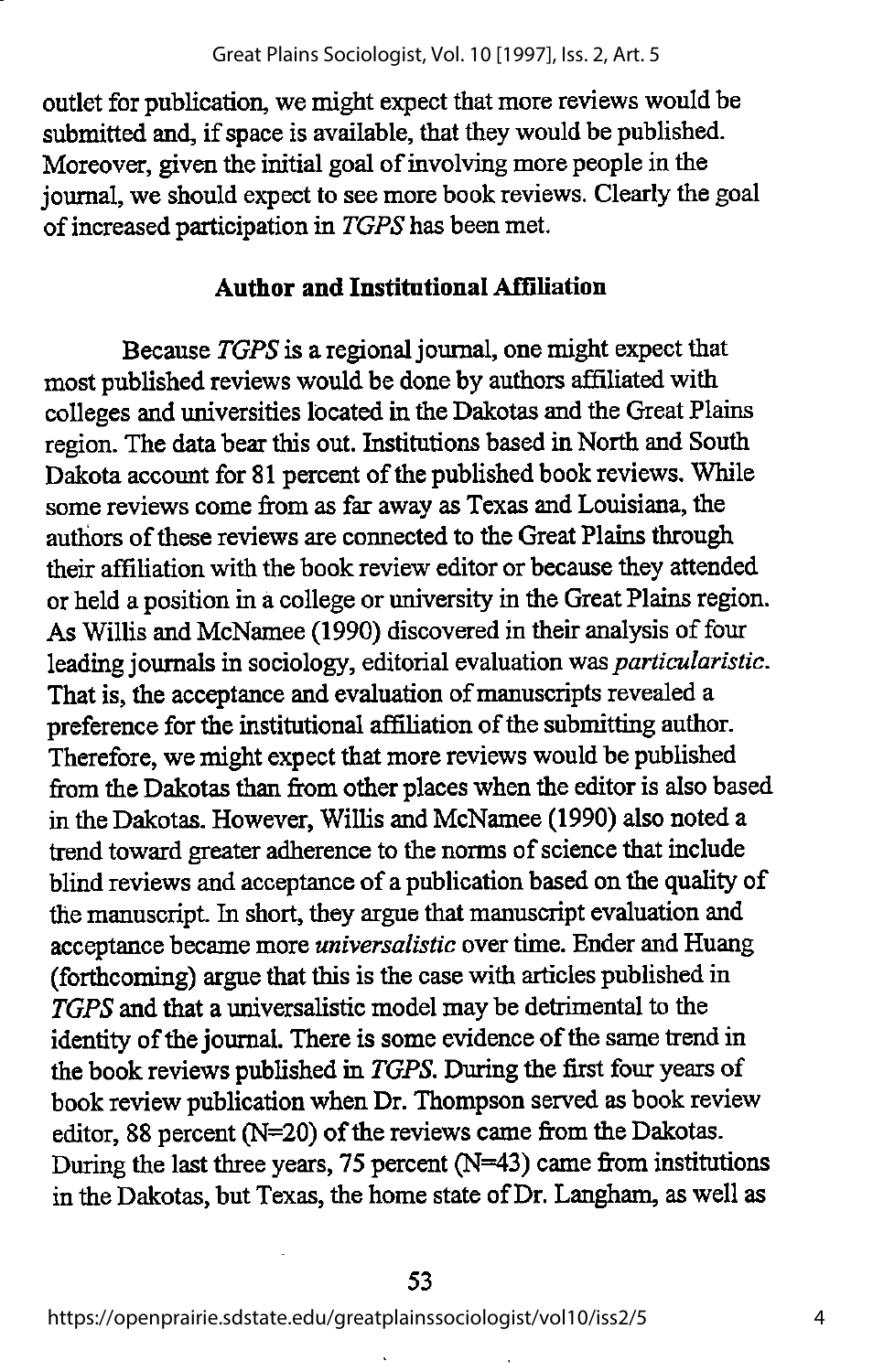outlet for publication, we might expect that more reviews would be submitted and, if space is available, that they would be published. Moreover, given the initial goal of involving more people in the journal, we should expect to see more book reviews. Clearly the goal of increased participation in *TGPS* has been met.

## Author and Institutional Affiliation

Because *TGPS* is a regional journal, one might expect that most published reviews would be done by authors affiliated with colleges and universities located in the Dakotas and the Great Plains region. The data bear this out. Institutions based in North and South Dakota account for 81 percent of the published book reviews. While some reviews come from as far away as Texas and Louisiana, the authors of these reviews are connected to the Great Plains through their affiliation with the book review editor or because they attended or held a position in a college or university in the Great Plains region. As Willis and McNamee (1990) discovered in their analysis of four leading journals in sociology, editorial evaluation was *particularistic*. That is, the acceptance and evaluation of manuscripts revealed a preference for the institutional affiliation of the submitting author. Therefore, we might expect that more reviews would be published from the Dakotas than from other places when the editor is also based in the Dakotas. However, Willis and McNamee (1990) also noted a trend toward greater adherence to the norms of science that include blind reviews and acceptance of a publication based on the quality of the manuscript. In short, they argue that manuscript evaluation and acceptance became more *universalistic* over time. Ender and Huang (forthcoming) argue that this is the case with articles published in *TGPS* and that a universalistic model may be detrimental to the identity of the journal. There is some evidence of the same trend in the book reviews published in *TGPS*. During the first four years of book review publication when Dr. Thompson served as book review editor, 88 percent (N=20) of the reviews came from the Dakotas. During the last three years, 75 percent (N=43) came from institutions in the Dakotas, but Texas, the home state of Dr. Langham, as well as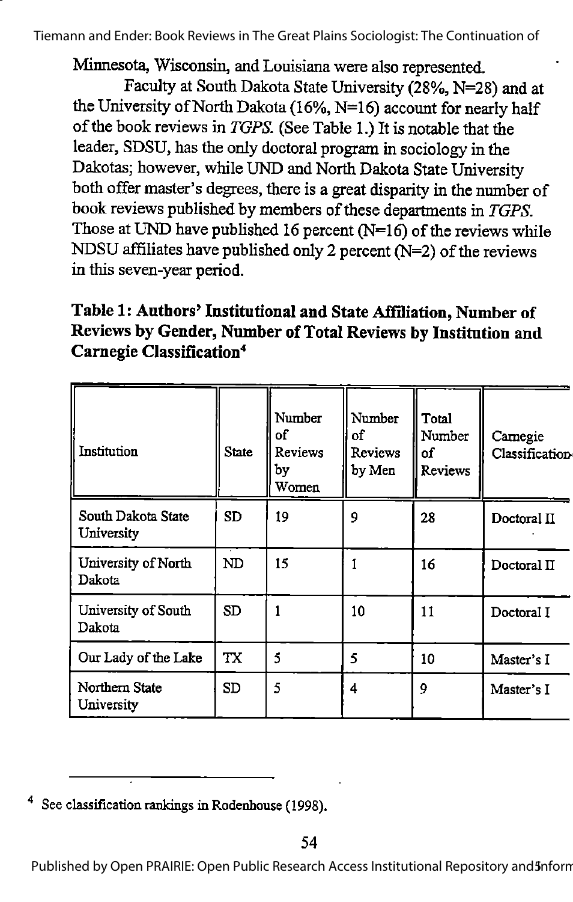Minnesota, Wisconsin, and Louisiana were also represented.

Faculty at South Dakota State University (28%, N=28) and at the University of North Dakota (16%, N=16) account for nearly half of the book reviews in *TGPS.* (See Table 1.) It is notable that the leader, SDSU, has the only doctoral program in sociology in the Dakotas; however, while UND and North Dakota State University both offer master's degrees, there is a great disparity in the number of book reviews published by members of these departments in *TGPS.* Those at UND have published 16 percent (N=16) of the reviews while NDSU affiliates have published only 2 percent (N=2) of the reviews in this seven-year period.

**Table 1: Authors' Institutional and State Affiliation, Number of Reviews by Gender, Number of Total Reviews by Institution and Carnegie Classification[4]**

| Institution | State | Number of Reviews by Women | Number of Reviews by Men | Total Number of Reviews | Carnegie Classification |
|---|---|---|---|---|---|
| South Dakota State University | SD | 19 | 9 | 28 | Doctoral II |
| University of North Dakota | ND | 15 | 1 | 16 | Doctoral II |
| University of South Dakota | SD | 1 | 10 | 11 | Doctoral I |
| Our Lady of the Lake | TX | 5 | 5 | 10 | Master's I |
| Northern State University | SD | 5 | 4 | 9 | Master's I |

[4] See classification rankings in Rodenhouse (1998).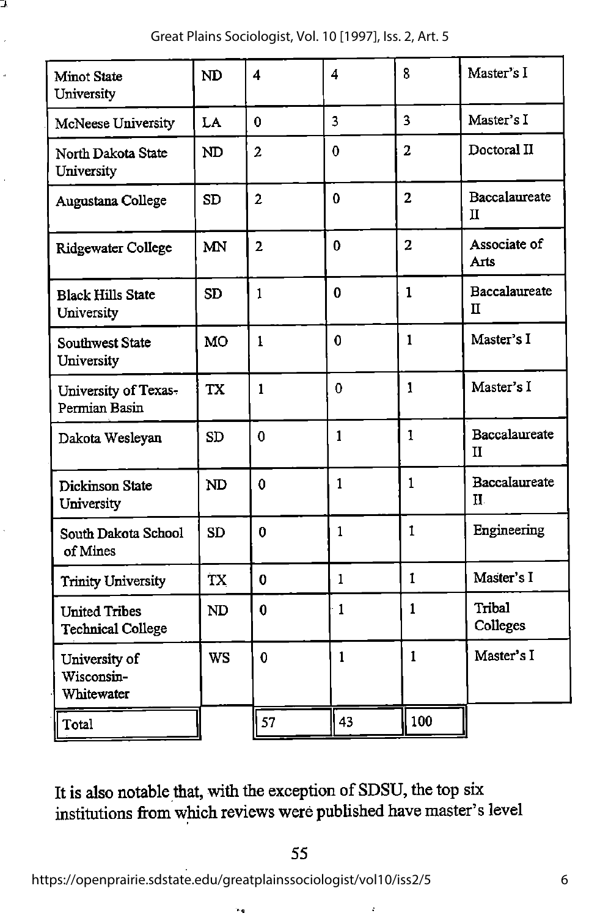| | | | | | |
|---|---|---|---|---|---|
| Minot State University | ND | 4 | 4 | 8 | Master's I |
| McNeese University | LA | 0 | 3 | 3 | Master's I |
| North Dakota State University | ND | 2 | 0 | 2 | Doctoral II |
| Augustana College | SD | 2 | 0 | 2 | Baccalaureate II |
| Ridgewater College | MN | 2 | 0 | 2 | Associate of Arts |
| Black Hills State University | SD | 1 | 0 | 1 | Baccalaureate II |
| Southwest State University | MO | 1 | 0 | 1 | Master's I |
| University of Texas-Permian Basin | TX | 1 | 0 | 1 | Master's I |
| Dakota Wesleyan | SD | 0 | 1 | 1 | Baccalaureate II |
| Dickinson State University | ND | 0 | 1 | 1 | Baccalaureate II |
| South Dakota School of Mines | SD | 0 | 1 | 1 | Engineering |
| Trinity University | TX | 0 | 1 | 1 | Master's I |
| United Tribes Technical College | ND | 0 | 1 | 1 | Tribal Colleges |
| University of Wisconsin-Whitewater | WS | 0 | 1 | 1 | Master's I |
| Total | | 57 | 43 | 100 | |

It is also notable that, with the exception of SDSU, the top six institutions from which reviews were published have master's level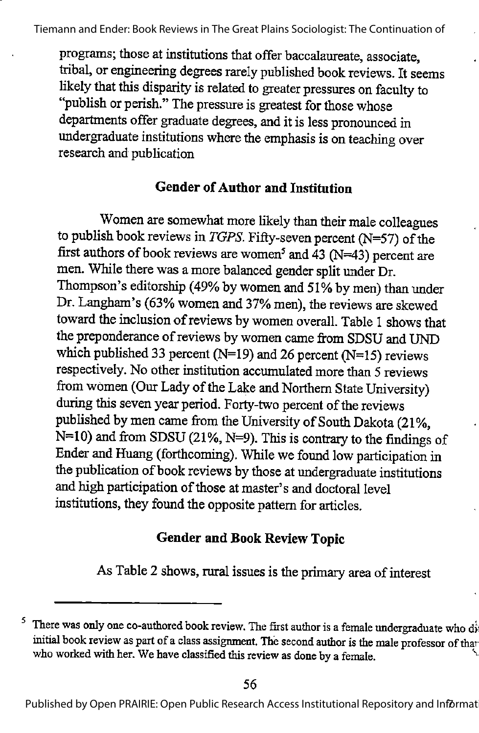programs; those at institutions that offer baccalaureate, associate, tribal, or engineering degrees rarely published book reviews. It seems likely that this disparity is related to greater pressures on faculty to "publish or perish." The pressure is greatest for those whose departments offer graduate degrees, and it is less pronounced in undergraduate institutions where the emphasis is on teaching over research and publication

## Gender of Author and Institution

Women are somewhat more likely than their male colleagues to publish book reviews in *TGPS*. Fifty-seven percent (N=57) of the first authors of book reviews are women[5] and 43 (N=43) percent are men. While there was a more balanced gender split under Dr. Thompson's editorship (49% by women and 51% by men) than under Dr. Langham's (63% women and 37% men), the reviews are skewed toward the inclusion of reviews by women overall. Table 1 shows that the preponderance of reviews by women came from SDSU and UND which published 33 percent (N=19) and 26 percent (N=15) reviews respectively. No other institution accumulated more than 5 reviews from women (Our Lady of the Lake and Northern State University) during this seven year period. Forty-two percent of the reviews published by men came from the University of South Dakota (21%, N=10) and from SDSU (21%, N=9). This is contrary to the findings of Ender and Huang (forthcoming). While we found low participation in the publication of book reviews by those at undergraduate institutions and high participation of those at master's and doctoral level institutions, they found the opposite pattern for articles.

## Gender and Book Review Topic

As Table 2 shows, rural issues is the primary area of interest

---

[5] There was only one co-authored book review. The first author is a female undergraduate who di initial book review as part of a class assignment. The second author is the male professor of tha who worked with her. We have classified this review as done by a female.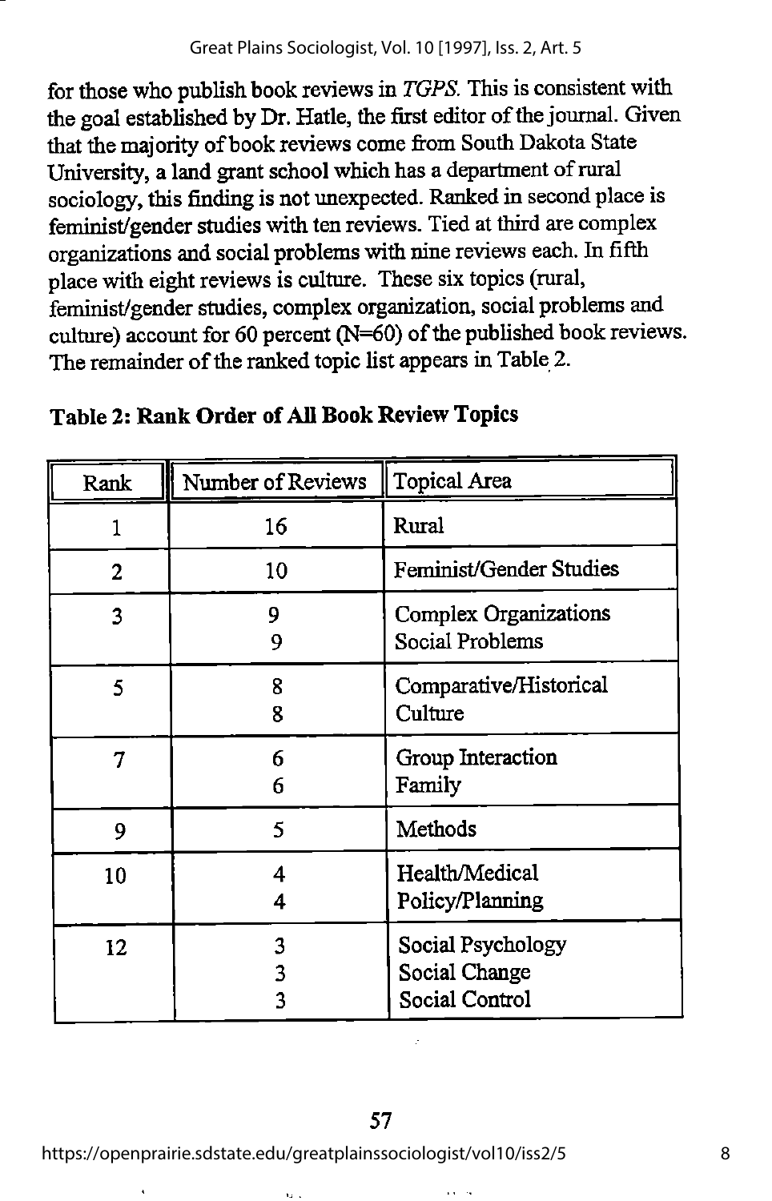for those who publish book reviews in *TGPS*. This is consistent with the goal established by Dr. Hatle, the first editor of the journal. Given that the majority of book reviews come from South Dakota State University, a land grant school which has a department of rural sociology, this finding is not unexpected. Ranked in second place is feminist/gender studies with ten reviews. Tied at third are complex organizations and social problems with nine reviews each. In fifth place with eight reviews is culture. These six topics (rural, feminist/gender studies, complex organization, social problems and culture) account for 60 percent (N=60) of the published book reviews. The remainder of the ranked topic list appears in Table 2.

**Table 2: Rank Order of All Book Review Topics**

| Rank | Number of Reviews | Topical Area |
|---|---|---|
| 1 | 16 | Rural |
| 2 | 10 | Feminist/Gender Studies |
| 3 | 9<br>9 | Complex Organizations<br>Social Problems |
| 5 | 8<br>8 | Comparative/Historical<br>Culture |
| 7 | 6<br>6 | Group Interaction<br>Family |
| 9 | 5 | Methods |
| 10 | 4<br>4 | Health/Medical<br>Policy/Planning |
| 12 | 3<br>3<br>3 | Social Psychology<br>Social Change<br>Social Control |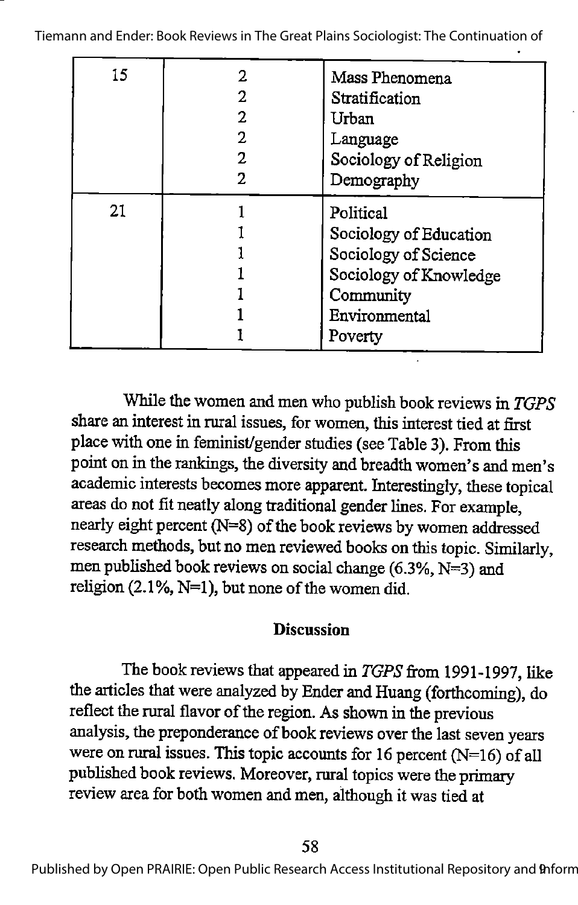| | | |
|---|---|---|
| 15 | 2 | Mass Phenomena |
| | 2 | Stratification |
| | 2 | Urban |
| | 2 | Language |
| | 2 | Sociology of Religion |
| | 2 | Demography |
| 21 | 1 | Political |
| | 1 | Sociology of Education |
| | 1 | Sociology of Science |
| | 1 | Sociology of Knowledge |
| | 1 | Community |
| | 1 | Environmental |
| | 1 | Poverty |

While the women and men who publish book reviews in *TGPS* share an interest in rural issues, for women, this interest tied at first place with one in feminist/gender studies (see Table 3). From this point on in the rankings, the diversity and breadth women's and men's academic interests becomes more apparent. Interestingly, these topical areas do not fit neatly along traditional gender lines. For example, nearly eight percent (N=8) of the book reviews by women addressed research methods, but no men reviewed books on this topic. Similarly, men published book reviews on social change (6.3%, N=3) and religion (2.1%, N=1), but none of the women did.

## Discussion

The book reviews that appeared in *TGPS* from 1991-1997, like the articles that were analyzed by Ender and Huang (forthcoming), do reflect the rural flavor of the region. As shown in the previous analysis, the preponderance of book reviews over the last seven years were on rural issues. This topic accounts for 16 percent (N=16) of all published book reviews. Moreover, rural topics were the primary review area for both women and men, although it was tied at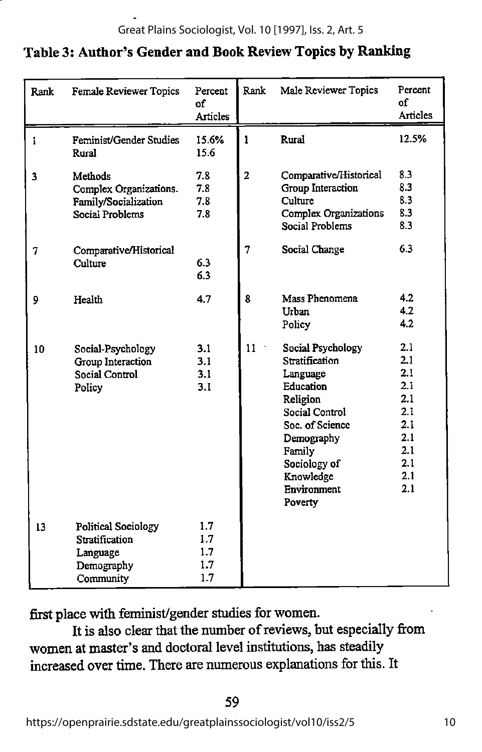## Table 3: Author's Gender and Book Review Topics by Ranking

| Rank | Female Reviewer Topics | Percent of Articles | Rank | Male Reviewer Topics | Percent of Articles |
|---|---|---|---|---|---|
| 1 | Feminist/Gender Studies | 15.6% | 1 | Rural | 12.5% |
| | Rural | 15.6 | | | |
| 3 | Methods | 7.8 | 2 | Comparative/Historical | 8.3 |
| | Complex Organizations. | 7.8 | | Group Interaction | 8.3 |
| | Family/Socialization | 7.8 | | Culture | 8.3 |
| | Social Problems | 7.8 | | Complex Organizations | 8.3 |
| | | | | Social Problems | 8.3 |
| 7 | Comparative/Historical | | 7 | Social Change | 6.3 |
| | Culture | 6.3 | | | |
| | | 6.3 | | | |
| 9 | Health | 4.7 | 8 | Mass Phenomena | 4.2 |
| | | | | Urban | 4.2 |
| | | | | Policy | 4.2 |
| 10 | Social-Psychology | 3.1 | 11 | Social Psychology | 2.1 |
| | Group Interaction | 3.1 | | Stratification | 2.1 |
| | Social Control | 3.1 | | Language | 2.1 |
| | Policy | 3.1 | | Education | 2.1 |
| | | | | Religion | 2.1 |
| | | | | Social Control | 2.1 |
| | | | | Soc. of Science | 2.1 |
| | | | | Demography | 2.1 |
| | | | | Family | 2.1 |
| | | | | Sociology of | 2.1 |
| | | | | Knowledge | 2.1 |
| | | | | Environment | 2.1 |
| | | | | Poverty | |
| 13 | Political Sociology | 1.7 | | | |
| | Stratification | 1.7 | | | |
| | Language | 1.7 | | | |
| | Demography | 1.7 | | | |
| | Community | 1.7 | | | |

first place with feminist/gender studies for women.

It is also clear that the number of reviews, but especially from women at master's and doctoral level institutions, has steadily increased over time. There are numerous explanations for this. It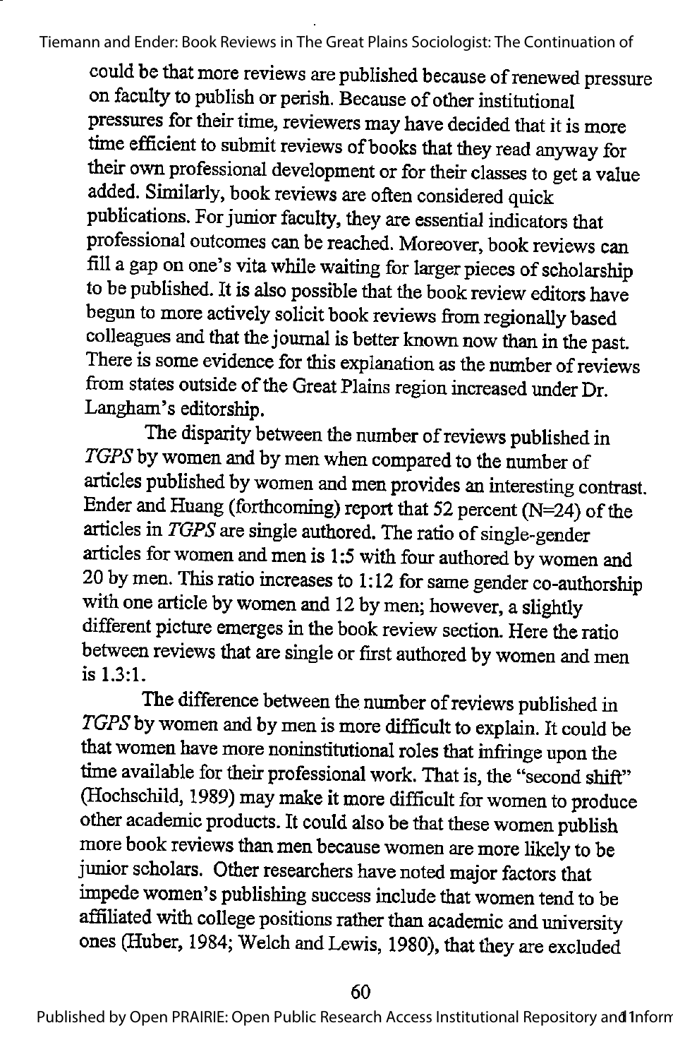could be that more reviews are published because of renewed pressure on faculty to publish or perish. Because of other institutional pressures for their time, reviewers may have decided that it is more time efficient to submit reviews of books that they read anyway for their own professional development or for their classes to get a value added. Similarly, book reviews are often considered quick publications. For junior faculty, they are essential indicators that professional outcomes can be reached. Moreover, book reviews can fill a gap on one's vita while waiting for larger pieces of scholarship to be published. It is also possible that the book review editors have begun to more actively solicit book reviews from regionally based colleagues and that the journal is better known now than in the past. There is some evidence for this explanation as the number of reviews from states outside of the Great Plains region increased under Dr. Langham's editorship.

The disparity between the number of reviews published in *TGPS* by women and by men when compared to the number of articles published by women and men provides an interesting contrast. Ender and Huang (forthcoming) report that 52 percent (N=24) of the articles in *TGPS* are single authored. The ratio of single-gender articles for women and men is 1:5 with four authored by women and 20 by men. This ratio increases to 1:12 for same gender co-authorship with one article by women and 12 by men; however, a slightly different picture emerges in the book review section. Here the ratio between reviews that are single or first authored by women and men is 1.3:1.

The difference between the number of reviews published in *TGPS* by women and by men is more difficult to explain. It could be that women have more noninstitutional roles that infringe upon the time available for their professional work. That is, the "second shift" (Hochschild, 1989) may make it more difficult for women to produce other academic products. It could also be that these women publish more book reviews than men because women are more likely to be junior scholars. Other researchers have noted major factors that impede women's publishing success include that women tend to be affiliated with college positions rather than academic and university ones (Huber, 1984; Welch and Lewis, 1980), that they are excluded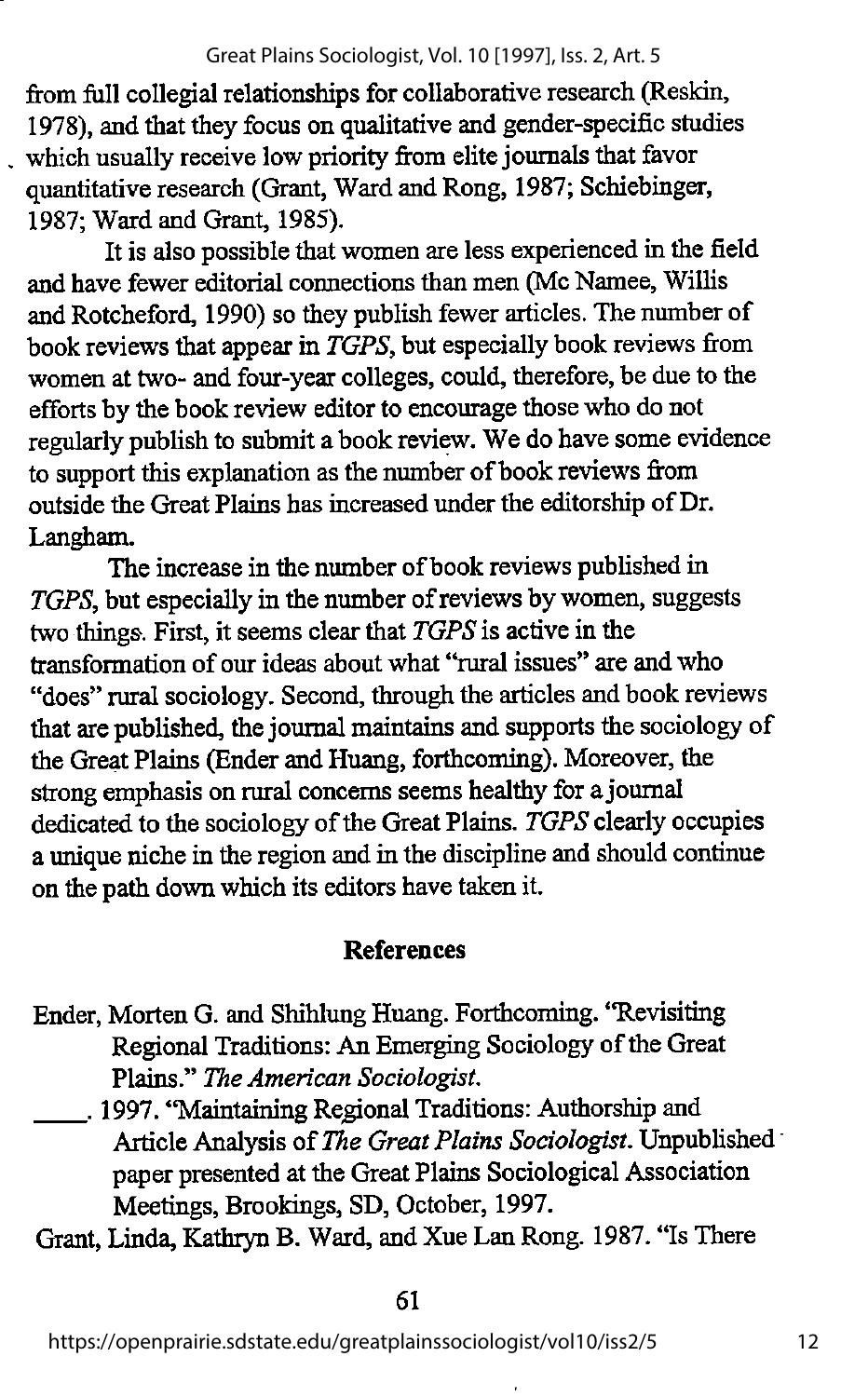from full collegial relationships for collaborative research (Reskin, 1978), and that they focus on qualitative and gender-specific studies which usually receive low priority from elite journals that favor quantitative research (Grant, Ward and Rong, 1987; Schiebinger, 1987; Ward and Grant, 1985).

It is also possible that women are less experienced in the field and have fewer editorial connections than men (Mc Namee, Willis and Rotcheford, 1990) so they publish fewer articles. The number of book reviews that appear in *TGPS*, but especially book reviews from women at two- and four-year colleges, could, therefore, be due to the efforts by the book review editor to encourage those who do not regularly publish to submit a book review. We do have some evidence to support this explanation as the number of book reviews from outside the Great Plains has increased under the editorship of Dr. Langham.

The increase in the number of book reviews published in *TGPS*, but especially in the number of reviews by women, suggests two things. First, it seems clear that *TGPS* is active in the transformation of our ideas about what "rural issues" are and who "does" rural sociology. Second, through the articles and book reviews that are published, the journal maintains and supports the sociology of the Great Plains (Ender and Huang, forthcoming). Moreover, the strong emphasis on rural concerns seems healthy for a journal dedicated to the sociology of the Great Plains. *TGPS* clearly occupies a unique niche in the region and in the discipline and should continue on the path down which its editors have taken it.

## References

Ender, Morten G. and Shihlung Huang. Forthcoming. "Revisiting Regional Traditions: An Emerging Sociology of the Great Plains." *The American Sociologist*.

\_\_\_\_. 1997. "Maintaining Regional Traditions: Authorship and Article Analysis of *The Great Plains Sociologist*. Unpublished paper presented at the Great Plains Sociological Association Meetings, Brookings, SD, October, 1997.

Grant, Linda, Kathryn B. Ward, and Xue Lan Rong. 1987. "Is There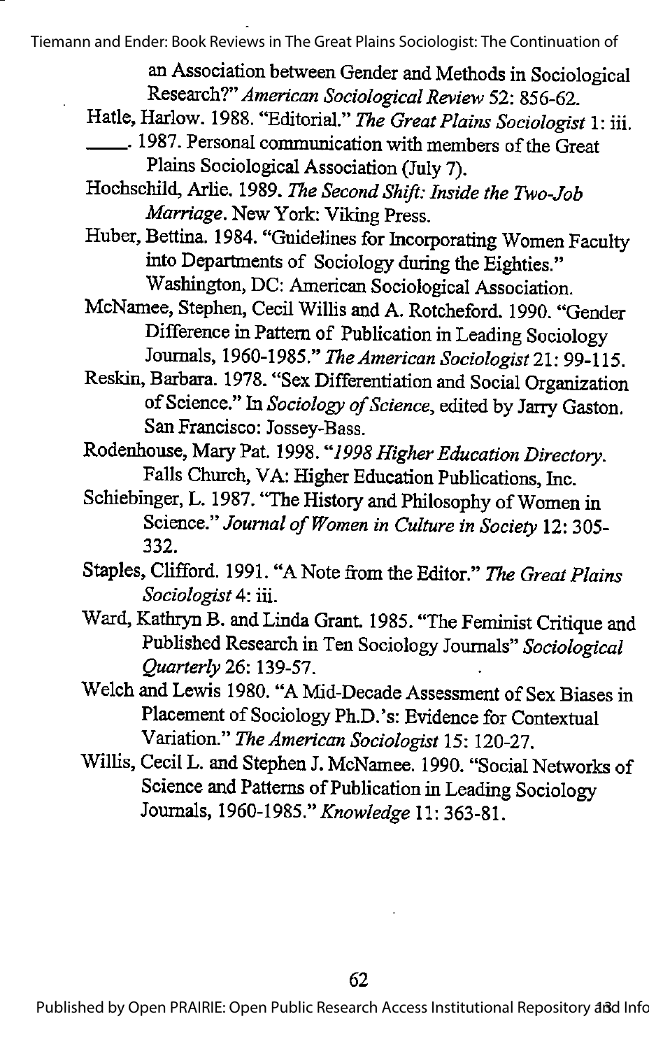an Association between Gender and Methods in Sociological Research?" *American Sociological Review* 52: 856-62.

Hatle, Harlow. 1988. "Editorial." *The Great Plains Sociologist* 1: iii.

_____. 1987. Personal communication with members of the Great Plains Sociological Association (July 7).

Hochschild, Arlie. 1989. *The Second Shift: Inside the Two-Job Marriage*. New York: Viking Press.

Huber, Bettina. 1984. "Guidelines for Incorporating Women Faculty into Departments of Sociology during the Eighties." Washington, DC: American Sociological Association.

McNamee, Stephen, Cecil Willis and A. Rotcheford. 1990. "Gender Difference in Pattern of Publication in Leading Sociology Journals, 1960-1985." *The American Sociologist* 21: 99-115.

Reskin, Barbara. 1978. "Sex Differentiation and Social Organization of Science." In *Sociology of Science*, edited by Jarry Gaston. San Francisco: Jossey-Bass.

Rodenhouse, Mary Pat. 1998. "*1998 Higher Education Directory*. Falls Church, VA: Higher Education Publications, Inc.

Schiebinger, L. 1987. "The History and Philosophy of Women in Science." *Journal of Women in Culture in Society* 12: 305-332.

Staples, Clifford. 1991. "A Note from the Editor." *The Great Plains Sociologist* 4: iii.

Ward, Kathryn B. and Linda Grant. 1985. "The Feminist Critique and Published Research in Ten Sociology Journals" *Sociological Quarterly* 26: 139-57.

Welch and Lewis 1980. "A Mid-Decade Assessment of Sex Biases in Placement of Sociology Ph.D.'s: Evidence for Contextual Variation." *The American Sociologist* 15: 120-27.

Willis, Cecil L. and Stephen J. McNamee. 1990. "Social Networks of Science and Patterns of Publication in Leading Sociology Journals, 1960-1985." *Knowledge* 11: 363-81.